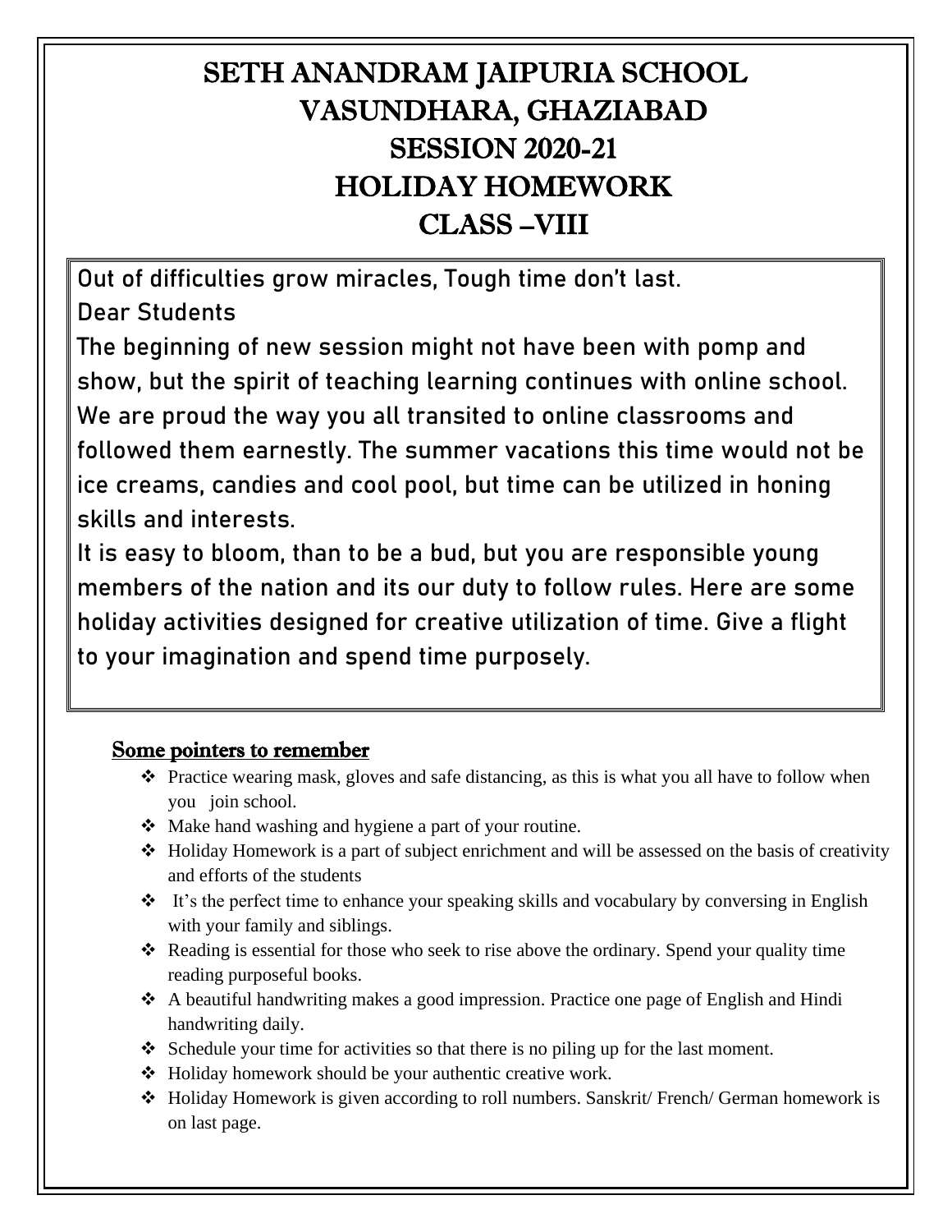# SETH ANANDRAM JAIPURIA SCHOOL
# VASUNDHARA, GHAZIABAD
# SESSION 2020-21
# HOLIDAY HOMEWORK
# CLASS –VIII

Out of difficulties grow miracles, Tough time don't last.

Dear Students

The beginning of new session might not have been with pomp and show, but the spirit of teaching learning continues with online school. We are proud the way you all transited to online classrooms and followed them earnestly. The summer vacations this time would not be ice creams, candies and cool pool, but time can be utilized in honing skills and interests.

It is easy to bloom, than to be a bud, but you are responsible young members of the nation and its our duty to follow rules. Here are some holiday activities designed for creative utilization of time. Give a flight to your imagination and spend time purposely.

## Some pointers to remember

- Practice wearing mask, gloves and safe distancing, as this is what you all have to follow when you join school.
- Make hand washing and hygiene a part of your routine.
- Holiday Homework is a part of subject enrichment and will be assessed on the basis of creativity and efforts of the students
- It's the perfect time to enhance your speaking skills and vocabulary by conversing in English with your family and siblings.
- Reading is essential for those who seek to rise above the ordinary. Spend your quality time reading purposeful books.
- A beautiful handwriting makes a good impression. Practice one page of English and Hindi handwriting daily.
- Schedule your time for activities so that there is no piling up for the last moment.
- Holiday homework should be your authentic creative work.
- Holiday Homework is given according to roll numbers. Sanskrit/ French/ German homework is on last page.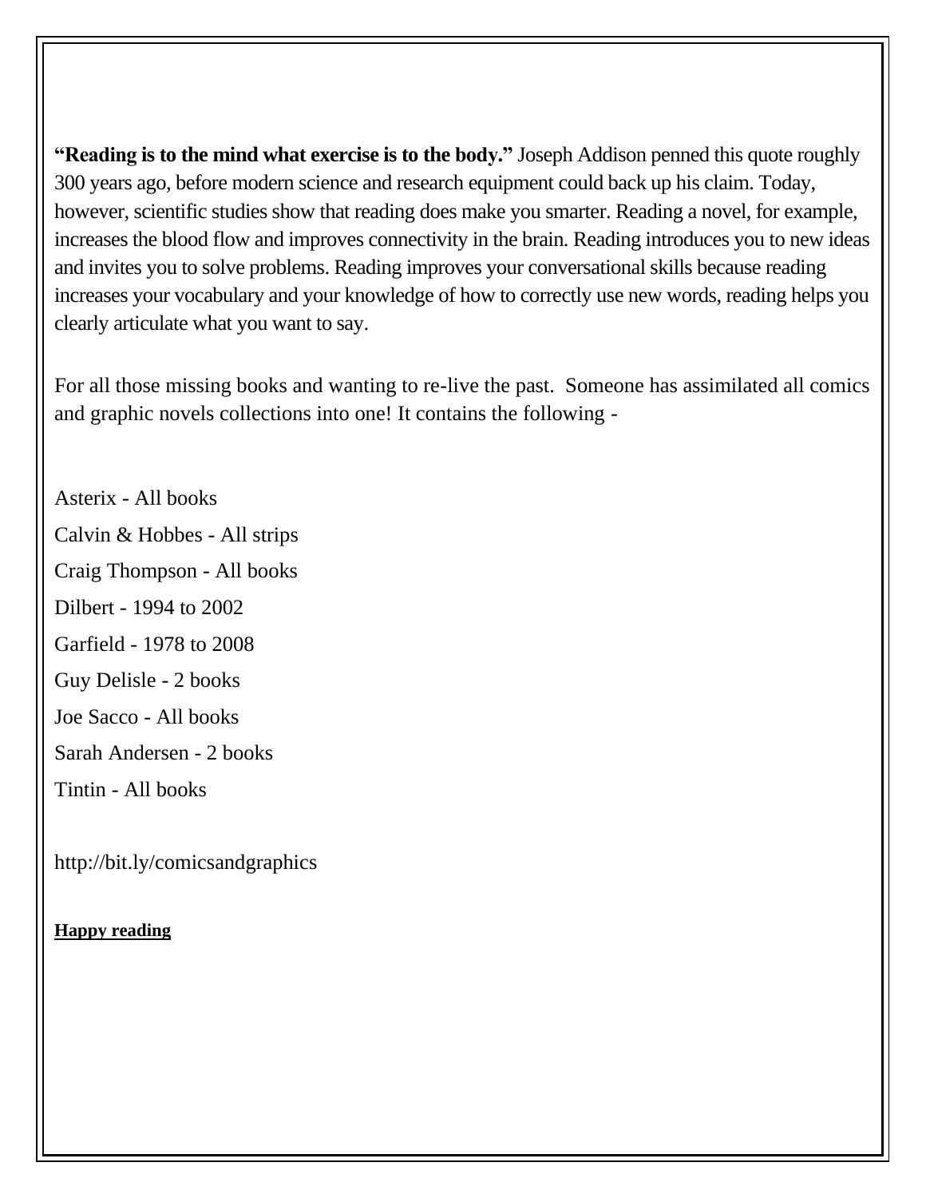**"Reading is to the mind what exercise is to the body."** Joseph Addison penned this quote roughly 300 years ago, before modern science and research equipment could back up his claim. Today, however, scientific studies show that reading does make you smarter. Reading a novel, for example, increases the blood flow and improves connectivity in the brain. Reading introduces you to new ideas and invites you to solve problems. Reading improves your conversational skills because reading increases your vocabulary and your knowledge of how to correctly use new words, reading helps you clearly articulate what you want to say.

For all those missing books and wanting to re-live the past. Someone has assimilated all comics and graphic novels collections into one! It contains the following -

Asterix - All books

Calvin & Hobbes - All strips

Craig Thompson - All books

Dilbert - 1994 to 2002

Garfield - 1978 to 2008

Guy Delisle - 2 books

Joe Sacco - All books

Sarah Andersen - 2 books

Tintin - All books

http://bit.ly/comicsandgraphics

**Happy reading**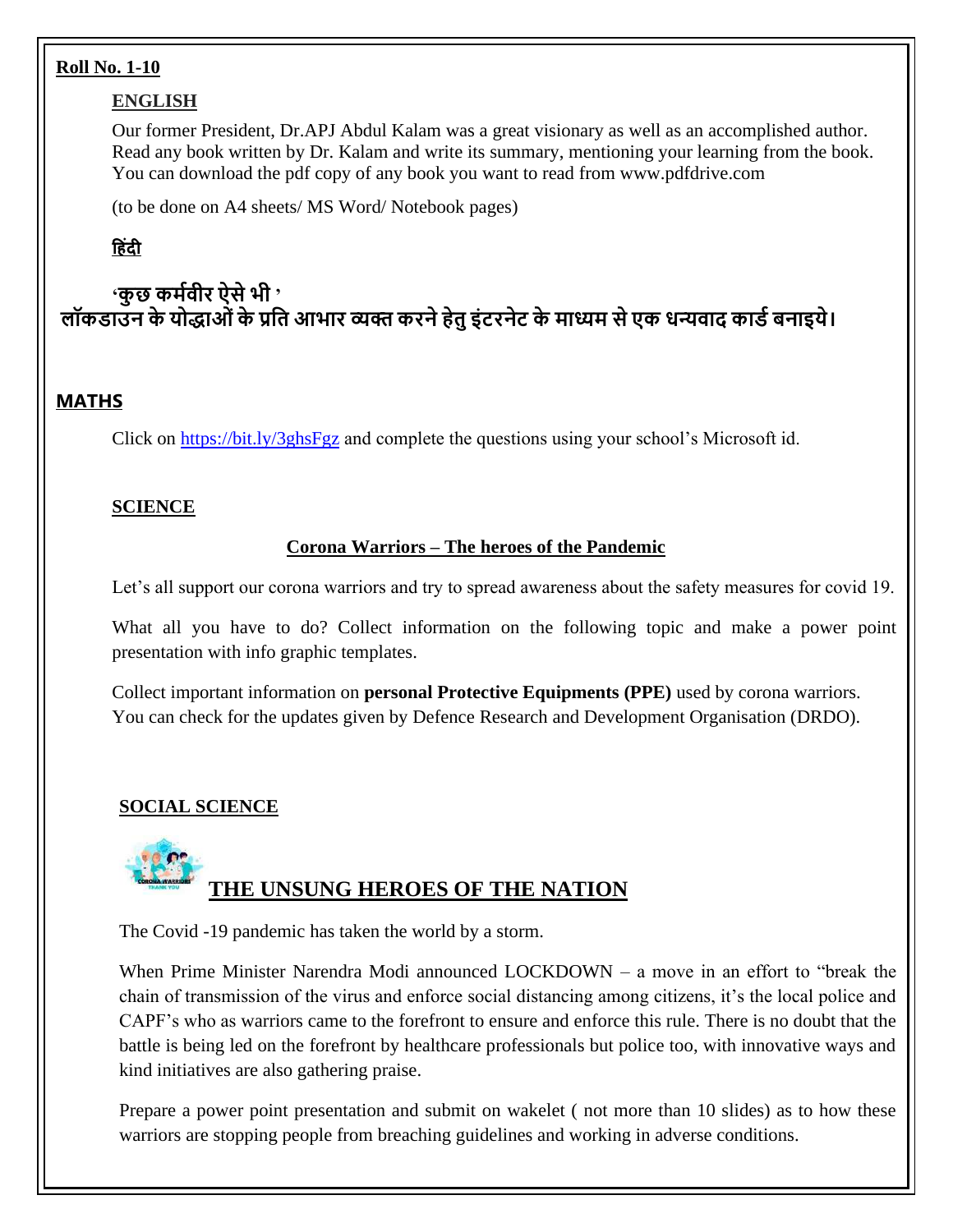**Roll No. 1-10**

## ENGLISH

Our former President, Dr.APJ Abdul Kalam was a great visionary as well as an accomplished author. Read any book written by Dr. Kalam and write its summary, mentioning your learning from the book. You can download the pdf copy of any book you want to read from www.pdfdrive.com

(to be done on A4 sheets/ MS Word/ Notebook pages)

## हिंदी

**'कुछ कर्मवीर ऐसे भी '**

**लॉकडाउन के योद्धाओं के प्रति आभार व्यक्त करने हेतु इंटरनेट के माध्यम से एक धन्यवाद कार्ड बनाइये।**

## MATHS

Click on https://bit.ly/3ghsFgz and complete the questions using your school's Microsoft id.

## SCIENCE

### Corona Warriors – The heroes of the Pandemic

Let's all support our corona warriors and try to spread awareness about the safety measures for covid 19.

What all you have to do? Collect information on the following topic and make a power point presentation with info graphic templates.

Collect important information on **personal Protective Equipments (PPE)** used by corona warriors. You can check for the updates given by Defence Research and Development Organisation (DRDO).

## SOCIAL SCIENCE

### THE UNSUNG HEROES OF THE NATION

The Covid -19 pandemic has taken the world by a storm.

When Prime Minister Narendra Modi announced LOCKDOWN – a move in an effort to "break the chain of transmission of the virus and enforce social distancing among citizens, it's the local police and CAPF's who as warriors came to the forefront to ensure and enforce this rule. There is no doubt that the battle is being led on the forefront by healthcare professionals but police too, with innovative ways and kind initiatives are also gathering praise.

Prepare a power point presentation and submit on wakelet ( not more than 10 slides) as to how these warriors are stopping people from breaching guidelines and working in adverse conditions.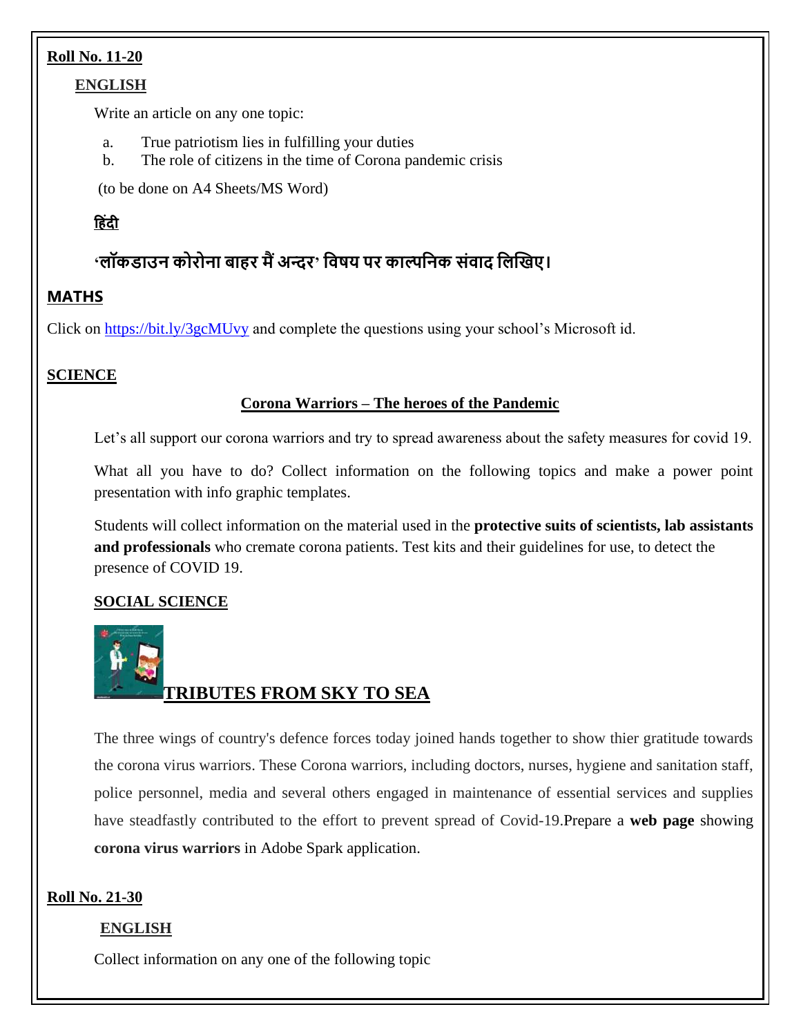**Roll No. 11-20**

**ENGLISH**

Write an article on any one topic:

a. True patriotism lies in fulfilling your duties
b. The role of citizens in the time of Corona pandemic crisis

(to be done on A4 Sheets/MS Word)

**हिंदी**

**'लॉकडाउन कोरोना बाहर मैं अन्दर' विषय पर काल्पनिक संवाद लिखिए।**

**MATHS**

Click on https://bit.ly/3gcMUvy and complete the questions using your school's Microsoft id.

**SCIENCE**

**Corona Warriors – The heroes of the Pandemic**

Let's all support our corona warriors and try to spread awareness about the safety measures for covid 19.

What all you have to do? Collect information on the following topics and make a power point presentation with info graphic templates.

Students will collect information on the material used in the **protective suits of scientists, lab assistants and professionals** who cremate corona patients. Test kits and their guidelines for use, to detect the presence of COVID 19.

**SOCIAL SCIENCE**

**TRIBUTES FROM SKY TO SEA**

The three wings of country's defence forces today joined hands together to show thier gratitude towards the corona virus warriors. These Corona warriors, including doctors, nurses, hygiene and sanitation staff, police personnel, media and several others engaged in maintenance of essential services and supplies have steadfastly contributed to the effort to prevent spread of Covid-19.Prepare a **web page** showing **corona virus warriors** in Adobe Spark application.

**Roll No. 21-30**

**ENGLISH**

Collect information on any one of the following topic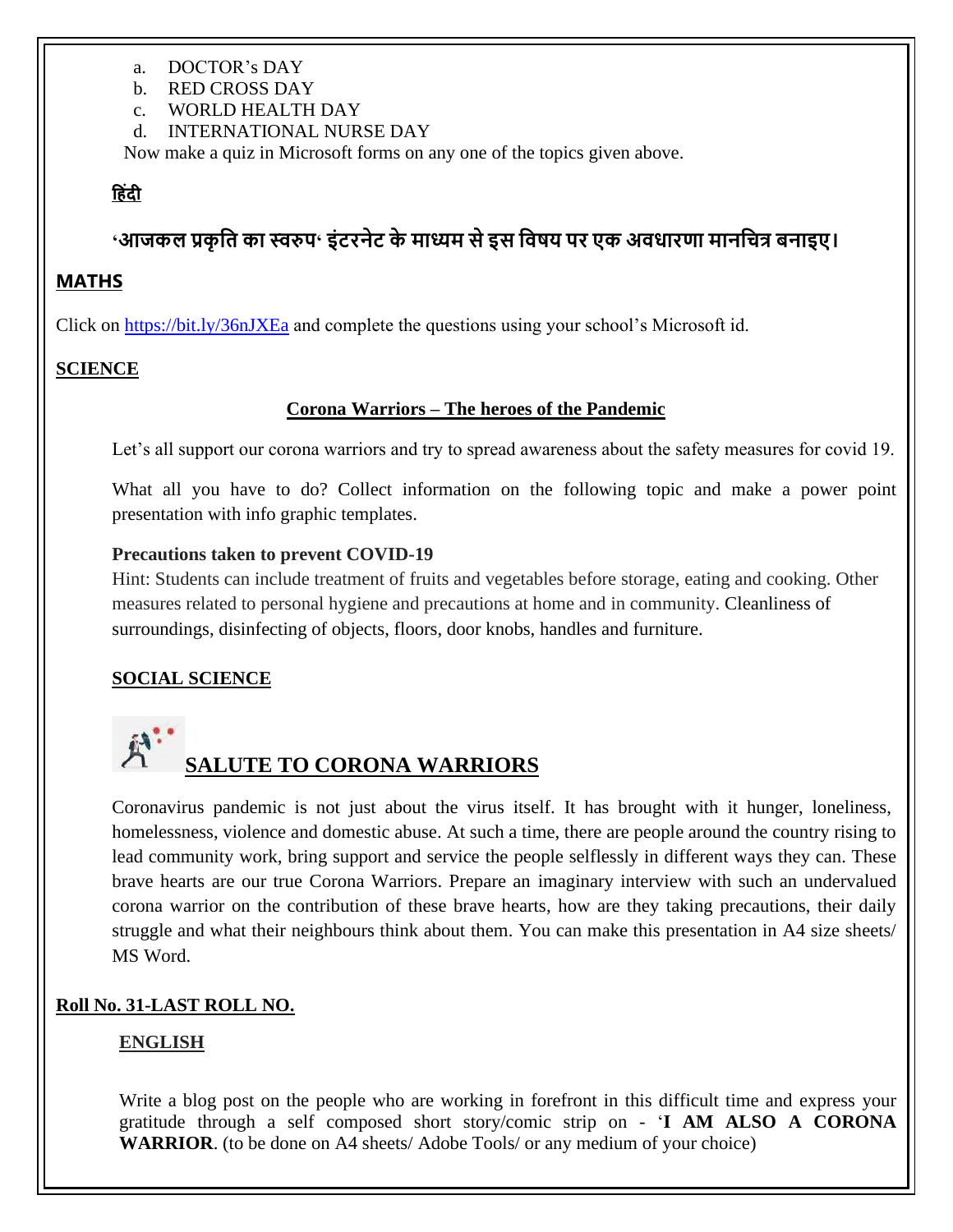a. DOCTOR's DAY
b. RED CROSS DAY
c. WORLD HEALTH DAY
d. INTERNATIONAL NURSE DAY

Now make a quiz in Microsoft forms on any one of the topics given above.

**हिंदी**

**'आजकल प्रकृति का स्वरुप' इंटरनेट के माध्यम से इस विषय पर एक अवधारणा मानचित्र बनाइए।**

**MATHS**

Click on [https://bit.ly/36nJXEa](https://bit.ly/36nJXEa) and complete the questions using your school's Microsoft id.

**SCIENCE**

**Corona Warriors – The heroes of the Pandemic**

Let's all support our corona warriors and try to spread awareness about the safety measures for covid 19.

What all you have to do? Collect information on the following topic and make a power point presentation with info graphic templates.

**Precautions taken to prevent COVID-19**

Hint: Students can include treatment of fruits and vegetables before storage, eating and cooking. Other measures related to personal hygiene and precautions at home and in community. Cleanliness of surroundings, disinfecting of objects, floors, door knobs, handles and furniture.

**SOCIAL SCIENCE**

**SALUTE TO CORONA WARRIORS**

Coronavirus pandemic is not just about the virus itself. It has brought with it hunger, loneliness, homelessness, violence and domestic abuse. At such a time, there are people around the country rising to lead community work, bring support and service the people selflessly in different ways they can. These brave hearts are our true Corona Warriors. Prepare an imaginary interview with such an undervalued corona warrior on the contribution of these brave hearts, how are they taking precautions, their daily struggle and what their neighbours think about them. You can make this presentation in A4 size sheets/ MS Word.

**Roll No. 31-LAST ROLL NO.**

**ENGLISH**

Write a blog post on the people who are working in forefront in this difficult time and express your gratitude through a self composed short story/comic strip on - '**I AM ALSO A CORONA WARRIOR**. (to be done on A4 sheets/ Adobe Tools/ or any medium of your choice)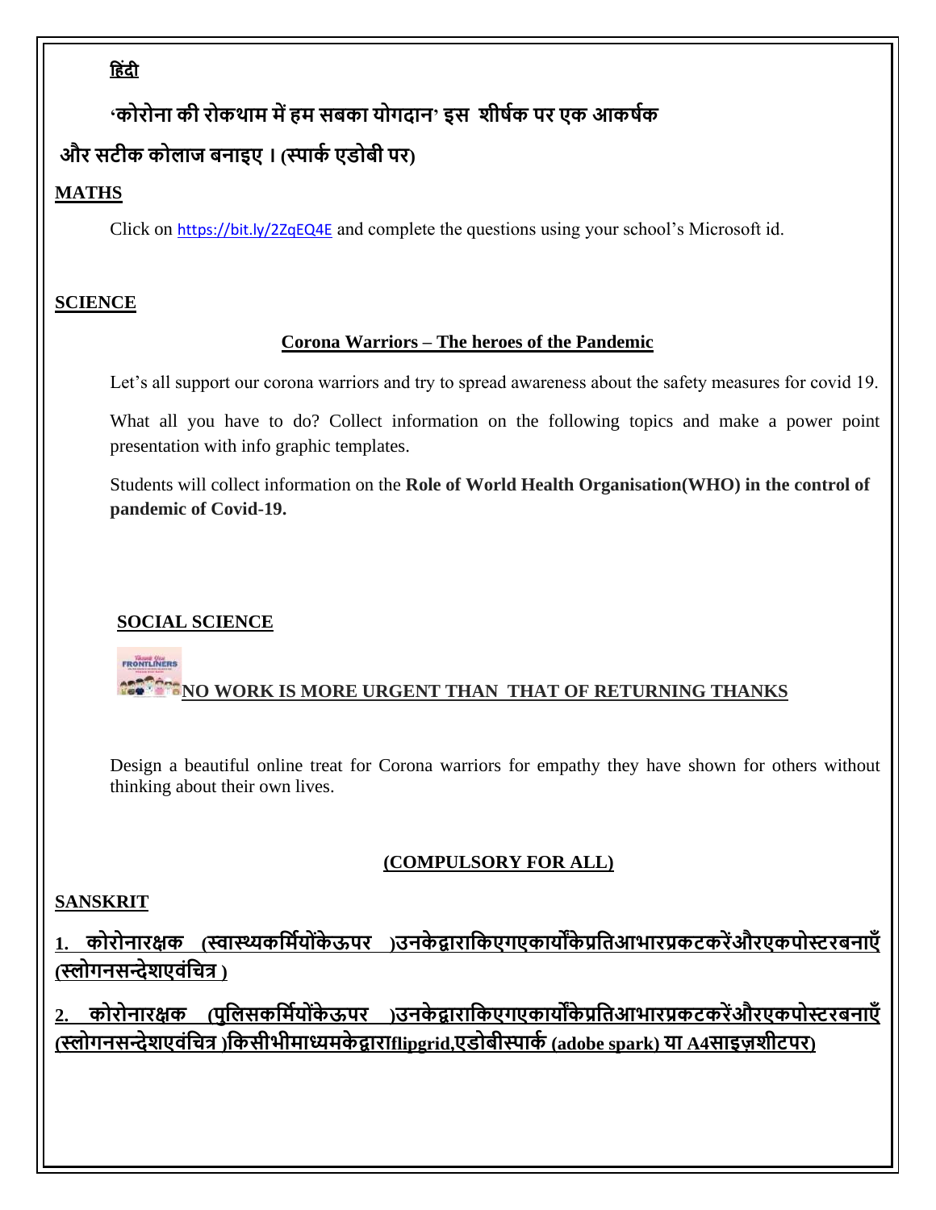**हिंदी**

**'कोरोना की रोकथाम में हम सबका योगदान' इस शीर्षक पर एक आकर्षक और सटीक कोलाज बनाइए । (स्पार्क एडोबी पर)**

**MATHS**

Click on https://bit.ly/2ZqEQ4E and complete the questions using your school's Microsoft id.

**SCIENCE**

**Corona Warriors – The heroes of the Pandemic**

Let's all support our corona warriors and try to spread awareness about the safety measures for covid 19.

What all you have to do? Collect information on the following topics and make a power point presentation with info graphic templates.

Students will collect information on the **Role of World Health Organisation(WHO) in the control of pandemic of Covid-19.**

**SOCIAL SCIENCE**

**NO WORK IS MORE URGENT THAN THAT OF RETURNING THANKS**

Design a beautiful online treat for Corona warriors for empathy they have shown for others without thinking about their own lives.

**(COMPULSORY FOR ALL)**

**SANSKRIT**

**1. कोरोनारक्षक (स्वास्थ्यकर्मियोंकेऊपर )उनकेद्वाराकिएगएकार्योंकेप्रतिआभारप्रकटकरेंऔरएकपोस्टरबनाएँ (स्लोगनसन्देशएवंचित्र )**

**2. कोरोनारक्षक (पुलिसकर्मियोंकेऊपर )उनकेद्वाराकिएगएकार्योंकेप्रतिआभारप्रकटकरेंऔरएकपोस्टरबनाएँ (स्लोगनसन्देशएवंचित्र )किसीभीमाध्यमकेद्वाराflipgrid,एडोबीस्पार्क (adobe spark) या A4साइज़शीटपर)**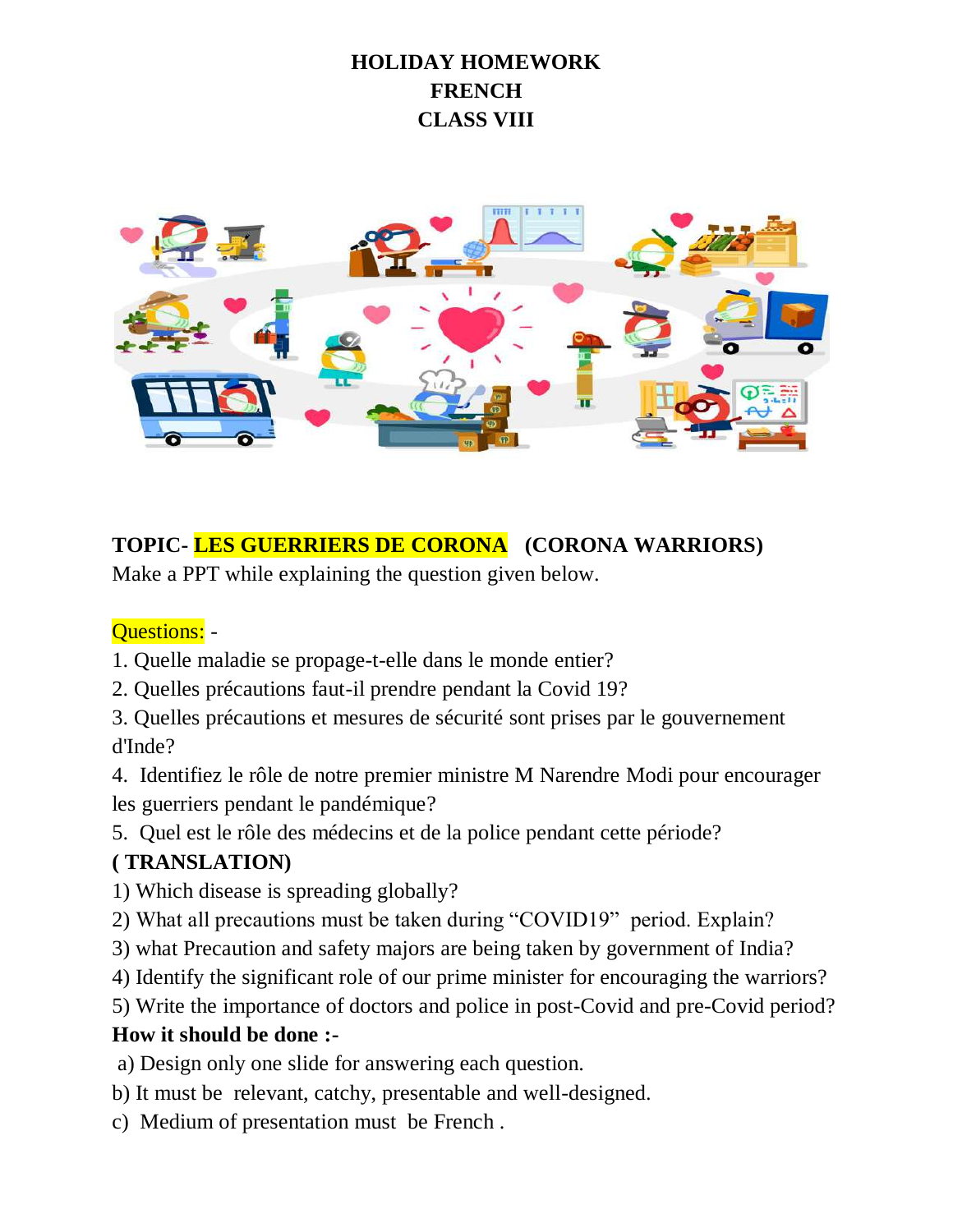**HOLIDAY HOMEWORK**
**FRENCH**
**CLASS VIII**

**TOPIC- LES GUERRIERS DE CORONA (CORONA WARRIORS)**

Make a PPT while explaining the question given below.

Questions: -

1. Quelle maladie se propage-t-elle dans le monde entier?
2. Quelles précautions faut-il prendre pendant la Covid 19?
3. Quelles précautions et mesures de sécurité sont prises par le gouvernement d'Inde?
4. Identifiez le rôle de notre premier ministre M Narendre Modi pour encourager les guerriers pendant le pandémique?
5. Quel est le rôle des médecins et de la police pendant cette période?

**( TRANSLATION)**

1) Which disease is spreading globally?
2) What all precautions must be taken during "COVID19" period. Explain?
3) what Precaution and safety majors are being taken by government of India?
4) Identify the significant role of our prime minister for encouraging the warriors?
5) Write the importance of doctors and police in post-Covid and pre-Covid period?

**How it should be done :-**

a) Design only one slide for answering each question.
b) It must be relevant, catchy, presentable and well-designed.
c) Medium of presentation must be French .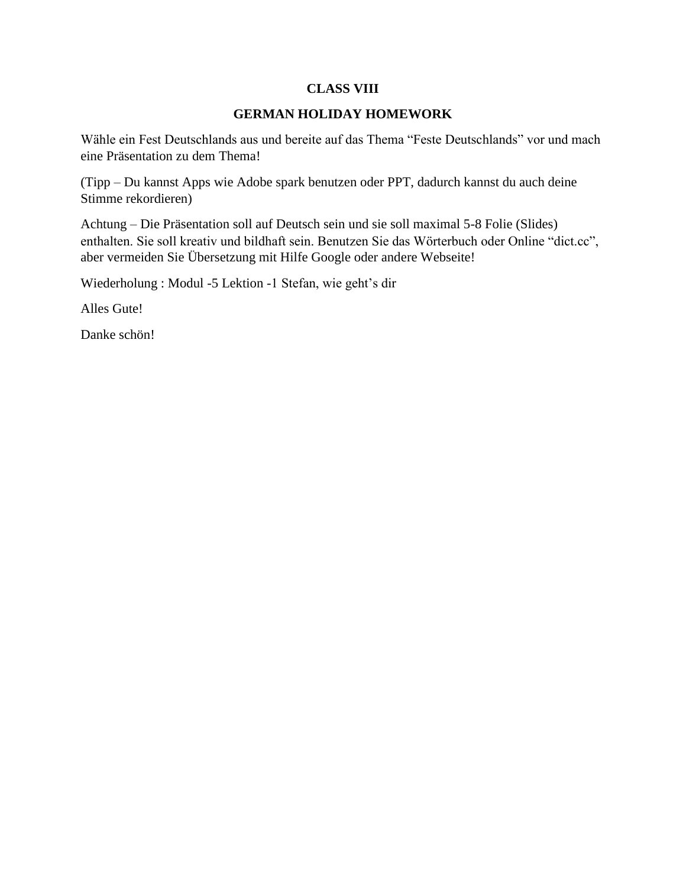## CLASS VIII

## GERMAN HOLIDAY HOMEWORK

Wähle ein Fest Deutschlands aus und bereite auf das Thema "Feste Deutschlands" vor und mach eine Präsentation zu dem Thema!

(Tipp – Du kannst Apps wie Adobe spark benutzen oder PPT, dadurch kannst du auch deine Stimme rekordieren)

Achtung – Die Präsentation soll auf Deutsch sein und sie soll maximal 5-8 Folie (Slides) enthalten. Sie soll kreativ und bildhaft sein. Benutzen Sie das Wörterbuch oder Online "dict.cc", aber vermeiden Sie Übersetzung mit Hilfe Google oder andere Webseite!

Wiederholung : Modul -5 Lektion -1 Stefan, wie geht's dir

Alles Gute!

Danke schön!